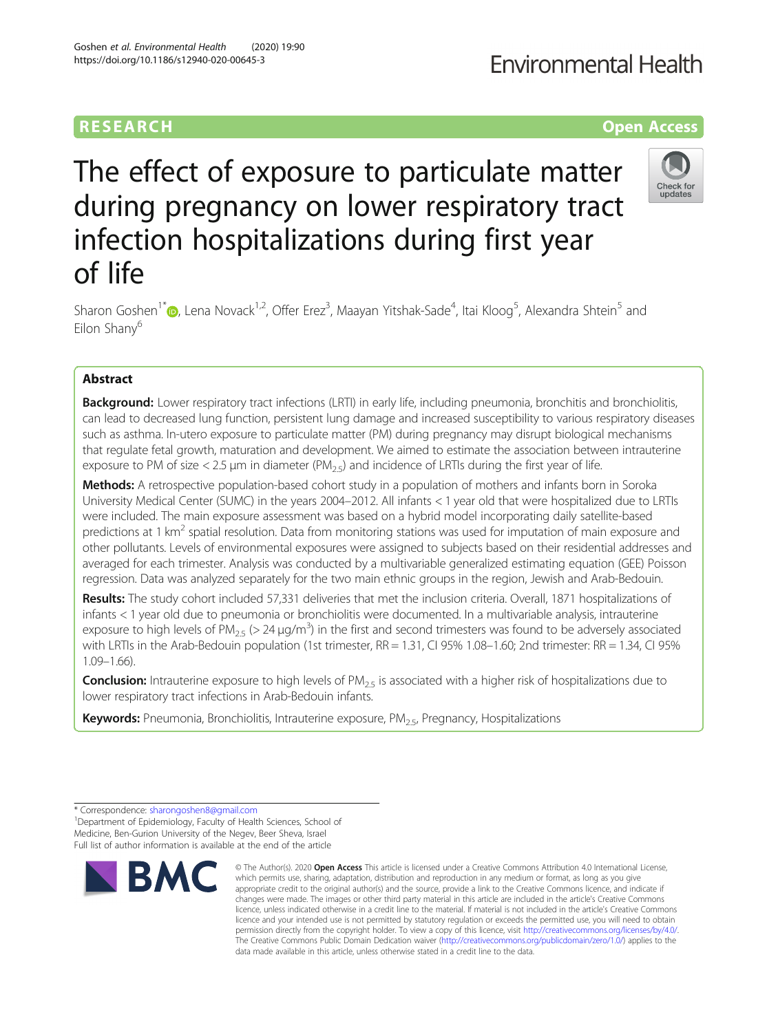RESEARCH

Open Access

# The effect of exposure to particulate matter during pregnancy on lower respiratory tract infection hospitalizations during first year of life

Sharon Goshen[1*], Lena Novack[1,2], Offer Erez[3], Maayan Yitshak-Sade[4], Itai Kloog[5], Alexandra Shtein[5] and Eilon Shany[6]

## Abstract

**Background:** Lower respiratory tract infections (LRTI) in early life, including pneumonia, bronchitis and bronchiolitis, can lead to decreased lung function, persistent lung damage and increased susceptibility to various respiratory diseases such as asthma. In-utero exposure to particulate matter (PM) during pregnancy may disrupt biological mechanisms that regulate fetal growth, maturation and development. We aimed to estimate the association between intrauterine exposure to PM of size < 2.5 μm in diameter ($PM_{2.5}$) and incidence of LRTIs during the first year of life.

**Methods:** A retrospective population-based cohort study in a population of mothers and infants born in Soroka University Medical Center (SUMC) in the years 2004–2012. All infants < 1 year old that were hospitalized due to LRTIs were included. The main exposure assessment was based on a hybrid model incorporating daily satellite-based predictions at 1 $km^2$ spatial resolution. Data from monitoring stations was used for imputation of main exposure and other pollutants. Levels of environmental exposures were assigned to subjects based on their residential addresses and averaged for each trimester. Analysis was conducted by a multivariable generalized estimating equation (GEE) Poisson regression. Data was analyzed separately for the two main ethnic groups in the region, Jewish and Arab-Bedouin.

**Results:** The study cohort included 57,331 deliveries that met the inclusion criteria. Overall, 1871 hospitalizations of infants < 1 year old due to pneumonia or bronchiolitis were documented. In a multivariable analysis, intrauterine exposure to high levels of $PM_{2.5}$ (> 24 μg/$m^3$) in the first and second trimesters was found to be adversely associated with LRTIs in the Arab-Bedouin population (1st trimester, RR = 1.31, CI 95% 1.08–1.60; 2nd trimester: RR = 1.34, CI 95% 1.09–1.66).

**Conclusion:** Intrauterine exposure to high levels of $PM_{2.5}$ is associated with a higher risk of hospitalizations due to lower respiratory tract infections in Arab-Bedouin infants.

**Keywords:** Pneumonia, Bronchiolitis, Intrauterine exposure, $PM_{2.5}$, Pregnancy, Hospitalizations

\* Correspondence: sharongoshen8@gmail.com
[1]Department of Epidemiology, Faculty of Health Sciences, School of Medicine, Ben-Gurion University of the Negev, Beer Sheva, Israel
Full list of author information is available at the end of the article

© The Author(s). 2020 **Open Access** This article is licensed under a Creative Commons Attribution 4.0 International License, which permits use, sharing, adaptation, distribution and reproduction in any medium or format, as long as you give appropriate credit to the original author(s) and the source, provide a link to the Creative Commons licence, and indicate if changes were made. The images or other third party material in this article are included in the article's Creative Commons licence, unless indicated otherwise in a credit line to the material. If material is not included in the article's Creative Commons licence and your intended use is not permitted by statutory regulation or exceeds the permitted use, you will need to obtain permission directly from the copyright holder. To view a copy of this licence, visit http://creativecommons.org/licenses/by/4.0/. The Creative Commons Public Domain Dedication waiver (http://creativecommons.org/publicdomain/zero/1.0/) applies to the data made available in this article, unless otherwise stated in a credit line to the data.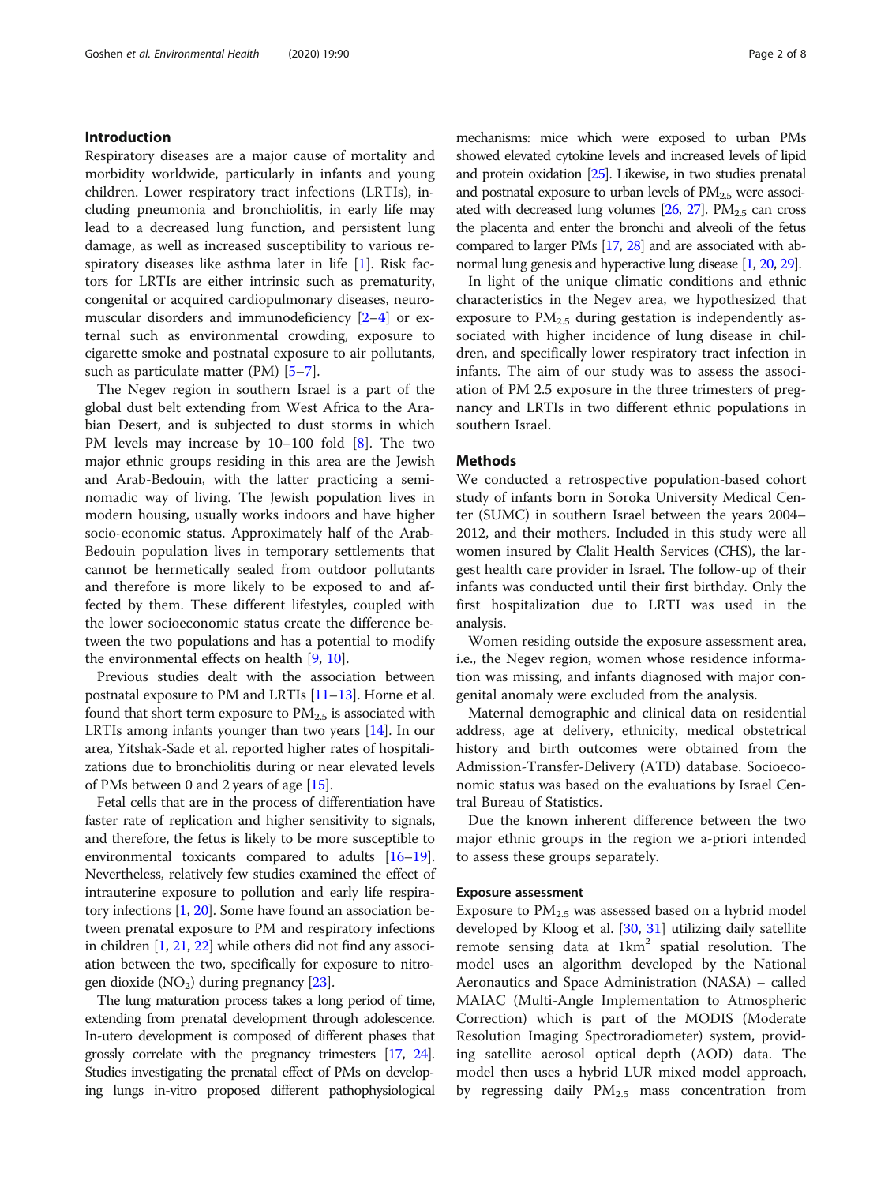## Introduction

Respiratory diseases are a major cause of mortality and morbidity worldwide, particularly in infants and young children. Lower respiratory tract infections (LRTIs), including pneumonia and bronchiolitis, in early life may lead to a decreased lung function, and persistent lung damage, as well as increased susceptibility to various respiratory diseases like asthma later in life [1]. Risk factors for LRTIs are either intrinsic such as prematurity, congenital or acquired cardiopulmonary diseases, neuromuscular disorders and immunodeficiency [2–4] or external such as environmental crowding, exposure to cigarette smoke and postnatal exposure to air pollutants, such as particulate matter (PM) [5–7].

The Negev region in southern Israel is a part of the global dust belt extending from West Africa to the Arabian Desert, and is subjected to dust storms in which PM levels may increase by 10–100 fold [8]. The two major ethnic groups residing in this area are the Jewish and Arab-Bedouin, with the latter practicing a semi-nomadic way of living. The Jewish population lives in modern housing, usually works indoors and have higher socio-economic status. Approximately half of the Arab-Bedouin population lives in temporary settlements that cannot be hermetically sealed from outdoor pollutants and therefore is more likely to be exposed to and affected by them. These different lifestyles, coupled with the lower socioeconomic status create the difference between the two populations and has a potential to modify the environmental effects on health [9, 10].

Previous studies dealt with the association between postnatal exposure to PM and LRTIs [11–13]. Horne et al. found that short term exposure to $PM_{2.5}$ is associated with LRTIs among infants younger than two years [14]. In our area, Yitshak-Sade et al. reported higher rates of hospitalizations due to bronchiolitis during or near elevated levels of PMs between 0 and 2 years of age [15].

Fetal cells that are in the process of differentiation have faster rate of replication and higher sensitivity to signals, and therefore, the fetus is likely to be more susceptible to environmental toxicants compared to adults [16–19]. Nevertheless, relatively few studies examined the effect of intrauterine exposure to pollution and early life respiratory infections [1, 20]. Some have found an association between prenatal exposure to PM and respiratory infections in children [1, 21, 22] while others did not find any association between the two, specifically for exposure to nitrogen dioxide ($NO_2$) during pregnancy [23].

The lung maturation process takes a long period of time, extending from prenatal development through adolescence. In-utero development is composed of different phases that grossly correlate with the pregnancy trimesters [17, 24]. Studies investigating the prenatal effect of PMs on developing lungs in-vitro proposed different pathophysiological mechanisms: mice which were exposed to urban PMs showed elevated cytokine levels and increased levels of lipid and protein oxidation [25]. Likewise, in two studies prenatal and postnatal exposure to urban levels of $PM_{2.5}$ were associated with decreased lung volumes [26, 27]. $PM_{2.5}$ can cross the placenta and enter the bronchi and alveoli of the fetus compared to larger PMs [17, 28] and are associated with abnormal lung genesis and hyperactive lung disease [1, 20, 29].

In light of the unique climatic conditions and ethnic characteristics in the Negev area, we hypothesized that exposure to $PM_{2.5}$ during gestation is independently associated with higher incidence of lung disease in children, and specifically lower respiratory tract infection in infants. The aim of our study was to assess the association of PM 2.5 exposure in the three trimesters of pregnancy and LRTIs in two different ethnic populations in southern Israel.

## Methods

We conducted a retrospective population-based cohort study of infants born in Soroka University Medical Center (SUMC) in southern Israel between the years 2004–2012, and their mothers. Included in this study were all women insured by Clalit Health Services (CHS), the largest health care provider in Israel. The follow-up of their infants was conducted until their first birthday. Only the first hospitalization due to LRTI was used in the analysis.

Women residing outside the exposure assessment area, i.e., the Negev region, women whose residence information was missing, and infants diagnosed with major congenital anomaly were excluded from the analysis.

Maternal demographic and clinical data on residential address, age at delivery, ethnicity, medical obstetrical history and birth outcomes were obtained from the Admission-Transfer-Delivery (ATD) database. Socioeconomic status was based on the evaluations by Israel Central Bureau of Statistics.

Due the known inherent difference between the two major ethnic groups in the region we a-priori intended to assess these groups separately.

### Exposure assessment

Exposure to $PM_{2.5}$ was assessed based on a hybrid model developed by Kloog et al. [30, 31] utilizing daily satellite remote sensing data at $1km^2$ spatial resolution. The model uses an algorithm developed by the National Aeronautics and Space Administration (NASA) – called MAIAC (Multi-Angle Implementation to Atmospheric Correction) which is part of the MODIS (Moderate Resolution Imaging Spectroradiometer) system, providing satellite aerosol optical depth (AOD) data. The model then uses a hybrid LUR mixed model approach, by regressing daily $PM_{2.5}$ mass concentration from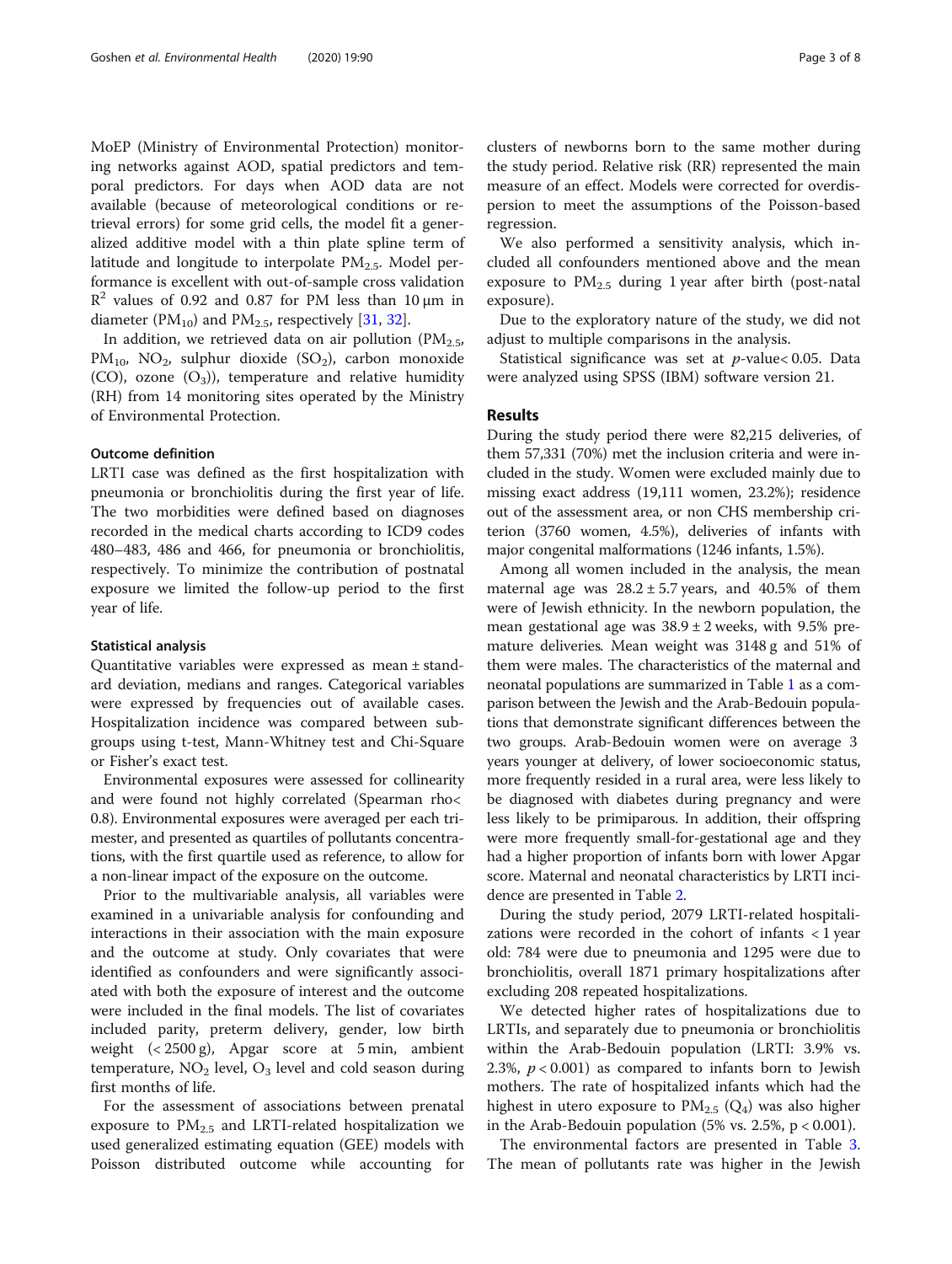MoEP (Ministry of Environmental Protection) monitoring networks against AOD, spatial predictors and temporal predictors. For days when AOD data are not available (because of meteorological conditions or retrieval errors) for some grid cells, the model fit a generalized additive model with a thin plate spline term of latitude and longitude to interpolate $PM_{2.5}$. Model performance is excellent with out-of-sample cross validation $R^2$ values of 0.92 and 0.87 for PM less than 10 μm in diameter ($PM_{10}$) and $PM_{2.5}$, respectively [31, 32].

In addition, we retrieved data on air pollution ($PM_{2.5}$, $PM_{10}$, $NO_2$, sulphur dioxide ($SO_2$), carbon monoxide (CO), ozone ($O_3$)), temperature and relative humidity (RH) from 14 monitoring sites operated by the Ministry of Environmental Protection.

### Outcome definition

LRTI case was defined as the first hospitalization with pneumonia or bronchiolitis during the first year of life. The two morbidities were defined based on diagnoses recorded in the medical charts according to ICD9 codes 480–483, 486 and 466, for pneumonia or bronchiolitis, respectively. To minimize the contribution of postnatal exposure we limited the follow-up period to the first year of life.

### Statistical analysis

Quantitative variables were expressed as mean ± standard deviation, medians and ranges. Categorical variables were expressed by frequencies out of available cases. Hospitalization incidence was compared between subgroups using t-test, Mann-Whitney test and Chi-Square or Fisher's exact test.

Environmental exposures were assessed for collinearity and were found not highly correlated (Spearman rho< 0.8). Environmental exposures were averaged per each trimester, and presented as quartiles of pollutants concentrations, with the first quartile used as reference, to allow for a non-linear impact of the exposure on the outcome.

Prior to the multivariable analysis, all variables were examined in a univariable analysis for confounding and interactions in their association with the main exposure and the outcome at study. Only covariates that were identified as confounders and were significantly associated with both the exposure of interest and the outcome were included in the final models. The list of covariates included parity, preterm delivery, gender, low birth weight (< 2500 g), Apgar score at 5 min, ambient temperature, $NO_2$ level, $O_3$ level and cold season during first months of life.

For the assessment of associations between prenatal exposure to $PM_{2.5}$ and LRTI-related hospitalization we used generalized estimating equation (GEE) models with Poisson distributed outcome while accounting for clusters of newborns born to the same mother during the study period. Relative risk (RR) represented the main measure of an effect. Models were corrected for overdispersion to meet the assumptions of the Poisson-based regression.

We also performed a sensitivity analysis, which included all confounders mentioned above and the mean exposure to $PM_{2.5}$ during 1 year after birth (post-natal exposure).

Due to the exploratory nature of the study, we did not adjust to multiple comparisons in the analysis.

Statistical significance was set at *p*-value< 0.05. Data were analyzed using SPSS (IBM) software version 21.

## Results

During the study period there were 82,215 deliveries, of them 57,331 (70%) met the inclusion criteria and were included in the study. Women were excluded mainly due to missing exact address (19,111 women, 23.2%); residence out of the assessment area, or non CHS membership criterion (3760 women, 4.5%), deliveries of infants with major congenital malformations (1246 infants, 1.5%).

Among all women included in the analysis, the mean maternal age was 28.2 ± 5.7 years, and 40.5% of them were of Jewish ethnicity. In the newborn population, the mean gestational age was 38.9 ± 2 weeks, with 9.5% premature deliveries. Mean weight was 3148 g and 51% of them were males. The characteristics of the maternal and neonatal populations are summarized in Table 1 as a comparison between the Jewish and the Arab-Bedouin populations that demonstrate significant differences between the two groups. Arab-Bedouin women were on average 3 years younger at delivery, of lower socioeconomic status, more frequently resided in a rural area, were less likely to be diagnosed with diabetes during pregnancy and were less likely to be primiparous. In addition, their offspring were more frequently small-for-gestational age and they had a higher proportion of infants born with lower Apgar score. Maternal and neonatal characteristics by LRTI incidence are presented in Table 2.

During the study period, 2079 LRTI-related hospitalizations were recorded in the cohort of infants < 1 year old: 784 were due to pneumonia and 1295 were due to bronchiolitis, overall 1871 primary hospitalizations after excluding 208 repeated hospitalizations.

We detected higher rates of hospitalizations due to LRTIs, and separately due to pneumonia or bronchiolitis within the Arab-Bedouin population (LRTI: 3.9% vs. 2.3%, $p < 0.001$) as compared to infants born to Jewish mothers. The rate of hospitalized infants which had the highest in utero exposure to $PM_{2.5}$ ($Q_4$) was also higher in the Arab-Bedouin population (5% vs. 2.5%, $p < 0.001$).

The environmental factors are presented in Table 3. The mean of pollutants rate was higher in the Jewish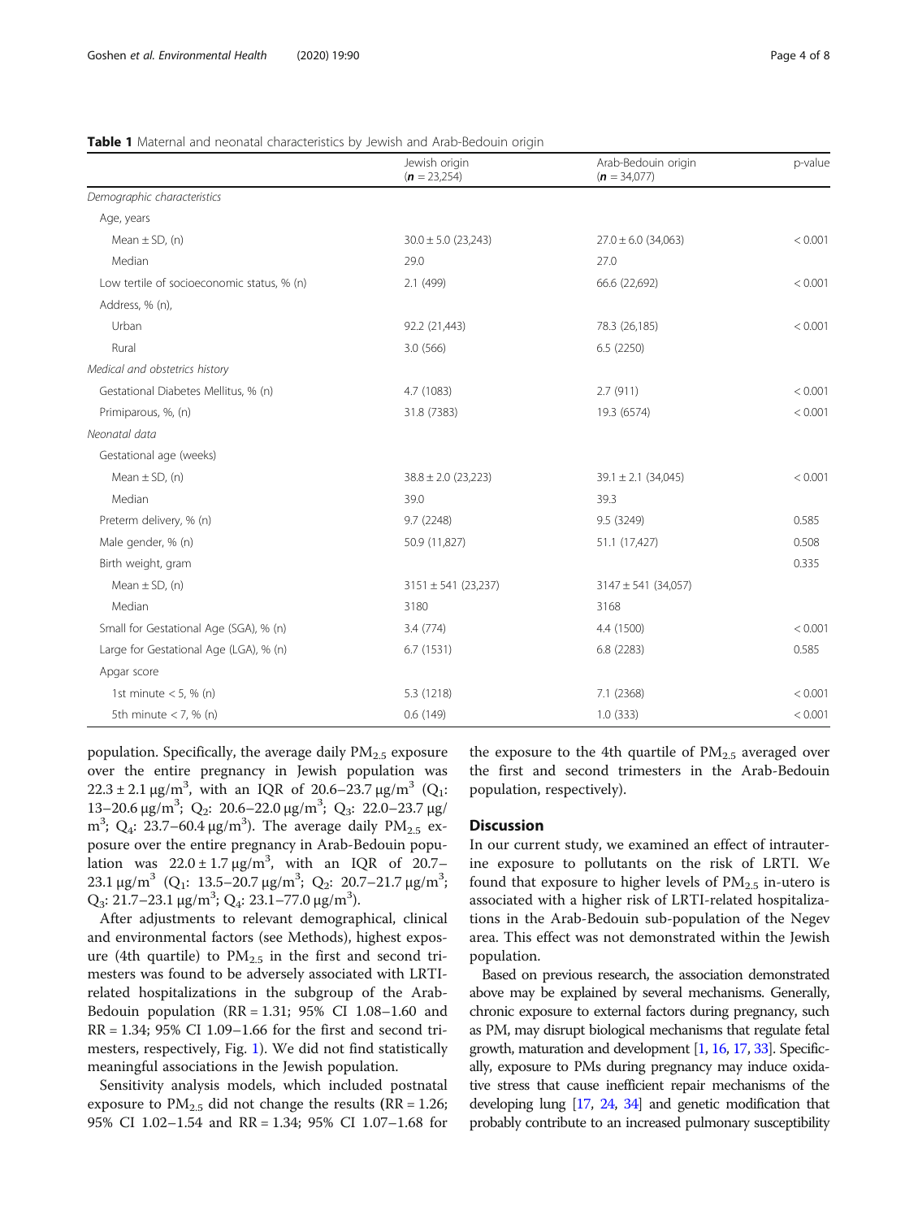**Table 1** Maternal and neonatal characteristics by Jewish and Arab-Bedouin origin

| | Jewish origin (**n** = 23,254) | Arab-Bedouin origin (**n** = 34,077) | p-value |
|---|---|---|---|
| *Demographic characteristics* | | | |
| Age, years | | | |
| Mean ± SD, (n) | 30.0 ± 5.0 (23,243) | 27.0 ± 6.0 (34,063) | < 0.001 |
| Median | 29.0 | 27.0 | |
| Low tertile of socioeconomic status, % (n) | 2.1 (499) | 66.6 (22,692) | < 0.001 |
| Address, % (n), | | | |
| Urban | 92.2 (21,443) | 78.3 (26,185) | < 0.001 |
| Rural | 3.0 (566) | 6.5 (2250) | |
| *Medical and obstetrics history* | | | |
| Gestational Diabetes Mellitus, % (n) | 4.7 (1083) | 2.7 (911) | < 0.001 |
| Primiparous, %, (n) | 31.8 (7383) | 19.3 (6574) | < 0.001 |
| *Neonatal data* | | | |
| Gestational age (weeks) | | | |
| Mean ± SD, (n) | 38.8 ± 2.0 (23,223) | 39.1 ± 2.1 (34,045) | < 0.001 |
| Median | 39.0 | 39.3 | |
| Preterm delivery, % (n) | 9.7 (2248) | 9.5 (3249) | 0.585 |
| Male gender, % (n) | 50.9 (11,827) | 51.1 (17,427) | 0.508 |
| Birth weight, gram | | | 0.335 |
| Mean ± SD, (n) | 3151 ± 541 (23,237) | 3147 ± 541 (34,057) | |
| Median | 3180 | 3168 | |
| Small for Gestational Age (SGA), % (n) | 3.4 (774) | 4.4 (1500) | < 0.001 |
| Large for Gestational Age (LGA), % (n) | 6.7 (1531) | 6.8 (2283) | 0.585 |
| Apgar score | | | |
| 1st minute < 5, % (n) | 5.3 (1218) | 7.1 (2368) | < 0.001 |
| 5th minute < 7, % (n) | 0.6 (149) | 1.0 (333) | < 0.001 |

population. Specifically, the average daily $PM_{2.5}$ exposure over the entire pregnancy in Jewish population was $22.3 \pm 2.1\ \mu g/m^3$, with an IQR of $20.6–23.7\ \mu g/m^3$ ($Q_1$: $13–20.6\ \mu g/m^3$; $Q_2$: $20.6–22.0\ \mu g/m^3$; $Q_3$: $22.0–23.7\ \mu g/m^3$; $Q_4$: $23.7–60.4\ \mu g/m^3$). The average daily $PM_{2.5}$ exposure over the entire pregnancy in Arab-Bedouin population was $22.0 \pm 1.7\ \mu g/m^3$, with an IQR of $20.7–23.1\ \mu g/m^3$ ($Q_1$: $13.5–20.7\ \mu g/m^3$; $Q_2$: $20.7–21.7\ \mu g/m^3$; $Q_3$: $21.7–23.1\ \mu g/m^3$; $Q_4$: $23.1–77.0\ \mu g/m^3$).

After adjustments to relevant demographical, clinical and environmental factors (see Methods), highest exposure (4th quartile) to $PM_{2.5}$ in the first and second trimesters was found to be adversely associated with LRTI-related hospitalizations in the subgroup of the Arab-Bedouin population (RR = 1.31; 95% CI 1.08–1.60 and RR = 1.34; 95% CI 1.09–1.66 for the first and second trimesters, respectively, Fig. 1). We did not find statistically meaningful associations in the Jewish population.

Sensitivity analysis models, which included postnatal exposure to $PM_{2.5}$ did not change the results (RR = 1.26; 95% CI 1.02–1.54 and RR = 1.34; 95% CI 1.07–1.68 for the exposure to the 4th quartile of $PM_{2.5}$ averaged over the first and second trimesters in the Arab-Bedouin population, respectively).

## Discussion

In our current study, we examined an effect of intrauterine exposure to pollutants on the risk of LRTI. We found that exposure to higher levels of $PM_{2.5}$ in-utero is associated with a higher risk of LRTI-related hospitalizations in the Arab-Bedouin sub-population of the Negev area. This effect was not demonstrated within the Jewish population.

Based on previous research, the association demonstrated above may be explained by several mechanisms. Generally, chronic exposure to external factors during pregnancy, such as PM, may disrupt biological mechanisms that regulate fetal growth, maturation and development [1, 16, 17, 33]. Specifically, exposure to PMs during pregnancy may induce oxidative stress that cause inefficient repair mechanisms of the developing lung [17, 24, 34] and genetic modification that probably contribute to an increased pulmonary susceptibility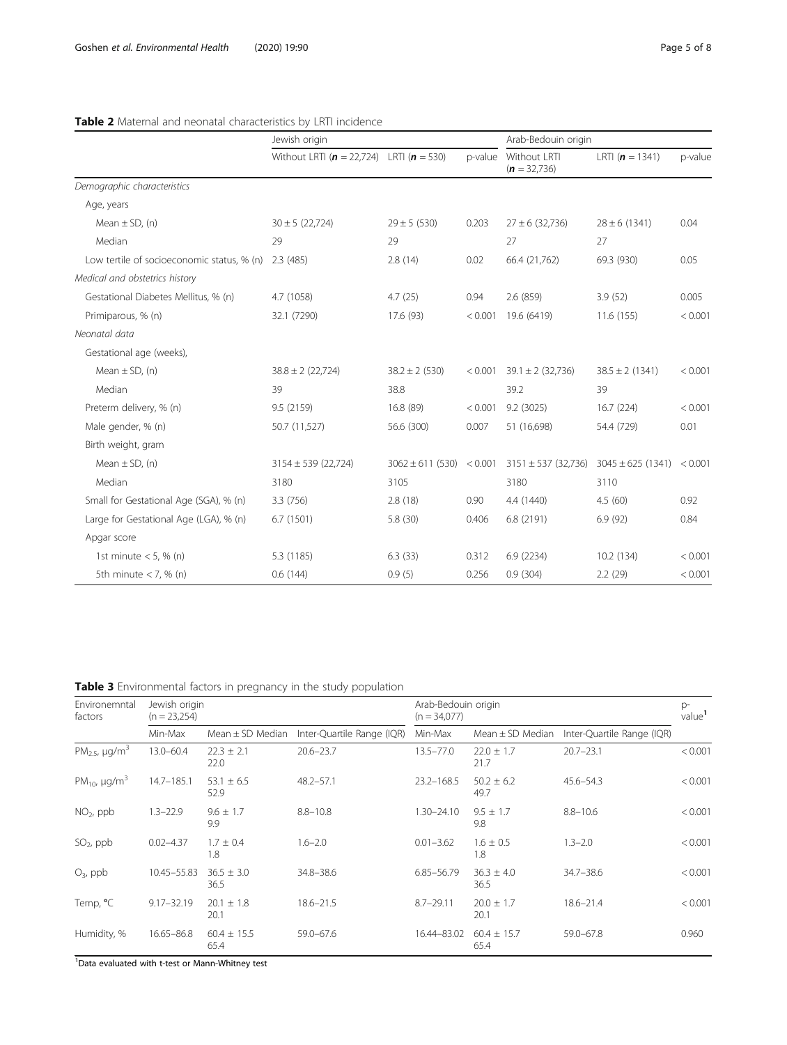**Table 2** Maternal and neonatal characteristics by LRTI incidence

| | Jewish origin | | | Arab-Bedouin origin | | |
|---|---|---|---|---|---|---|
| | Without LRTI (**n** = 22,724) | LRTI (**n** = 530) | p-value | Without LRTI (**n** = 32,736) | LRTI (**n** = 1341) | p-value |
| *Demographic characteristics* | | | | | | |
| Age, years | | | | | | |
| Mean ± SD, (n) | 30 ± 5 (22,724) | 29 ± 5 (530) | 0.203 | 27 ± 6 (32,736) | 28 ± 6 (1341) | 0.04 |
| Median | 29 | 29 | | 27 | 27 | |
| Low tertile of socioeconomic status, % (n) | 2.3 (485) | 2.8 (14) | 0.02 | 66.4 (21,762) | 69.3 (930) | 0.05 |
| *Medical and obstetrics history* | | | | | | |
| Gestational Diabetes Mellitus, % (n) | 4.7 (1058) | 4.7 (25) | 0.94 | 2.6 (859) | 3.9 (52) | 0.005 |
| Primiparous, % (n) | 32.1 (7290) | 17.6 (93) | < 0.001 | 19.6 (6419) | 11.6 (155) | < 0.001 |
| *Neonatal data* | | | | | | |
| Gestational age (weeks), | | | | | | |
| Mean ± SD, (n) | 38.8 ± 2 (22,724) | 38.2 ± 2 (530) | < 0.001 | 39.1 ± 2 (32,736) | 38.5 ± 2 (1341) | < 0.001 |
| Median | 39 | 38.8 | | 39.2 | 39 | |
| Preterm delivery, % (n) | 9.5 (2159) | 16.8 (89) | < 0.001 | 9.2 (3025) | 16.7 (224) | < 0.001 |
| Male gender, % (n) | 50.7 (11,527) | 56.6 (300) | 0.007 | 51 (16,698) | 54.4 (729) | 0.01 |
| Birth weight, gram | | | | | | |
| Mean ± SD, (n) | 3154 ± 539 (22,724) | 3062 ± 611 (530) | < 0.001 | 3151 ± 537 (32,736) | 3045 ± 625 (1341) | < 0.001 |
| Median | 3180 | 3105 | | 3180 | 3110 | |
| Small for Gestational Age (SGA), % (n) | 3.3 (756) | 2.8 (18) | 0.90 | 4.4 (1440) | 4.5 (60) | 0.92 |
| Large for Gestational Age (LGA), % (n) | 6.7 (1501) | 5.8 (30) | 0.406 | 6.8 (2191) | 6.9 (92) | 0.84 |
| Apgar score | | | | | | |
| 1st minute < 5, % (n) | 5.3 (1185) | 6.3 (33) | 0.312 | 6.9 (2234) | 10.2 (134) | < 0.001 |
| 5th minute < 7, % (n) | 0.6 (144) | 0.9 (5) | 0.256 | 0.9 (304) | 2.2 (29) | < 0.001 |

**Table 3** Environmental factors in pregnancy in the study population

| Environemntal factors | Jewish origin (n = 23,254) | | | Arab-Bedouin origin (n = 34,077) | | | p-value[1] |
|---|---|---|---|---|---|---|---|
| | Min-Max | Mean ± SD Median | Inter-Quartile Range (IQR) | Min-Max | Mean ± SD Median | Inter-Quartile Range (IQR) | |
| $PM_{2.5}$, μg/m$^3$ | 13.0–60.4 | 22.3 ± 2.1 22.0 | 20.6–23.7 | 13.5–77.0 | 22.0 ± 1.7 21.7 | 20.7–23.1 | < 0.001 |
| $PM_{10}$, μg/m$^3$ | 14.7–185.1 | 53.1 ± 6.5 52.9 | 48.2–57.1 | 23.2–168.5 | 50.2 ± 6.2 49.7 | 45.6–54.3 | < 0.001 |
| $NO_2$, ppb | 1.3–22.9 | 9.6 ± 1.7 9.9 | 8.8–10.8 | 1.30–24.10 | 9.5 ± 1.7 9.8 | 8.8–10.6 | < 0.001 |
| $SO_2$, ppb | 0.02–4.37 | 1.7 ± 0.4 1.8 | 1.6–2.0 | 0.01–3.62 | 1.6 ± 0.5 1.8 | 1.3–2.0 | < 0.001 |
| $O_3$, ppb | 10.45–55.83 | 36.5 ± 3.0 36.5 | 34.8–38.6 | 6.85–56.79 | 36.3 ± 4.0 36.5 | 34.7–38.6 | < 0.001 |
| Temp, °C | 9.17–32.19 | 20.1 ± 1.8 20.1 | 18.6–21.5 | 8.7–29.11 | 20.0 ± 1.7 20.1 | 18.6–21.4 | < 0.001 |
| Humidity, % | 16.65–86.8 | 60.4 ± 15.5 65.4 | 59.0–67.6 | 16.44–83.02 | 60.4 ± 15.7 65.4 | 59.0–67.8 | 0.960 |

[1]Data evaluated with t-test or Mann-Whitney test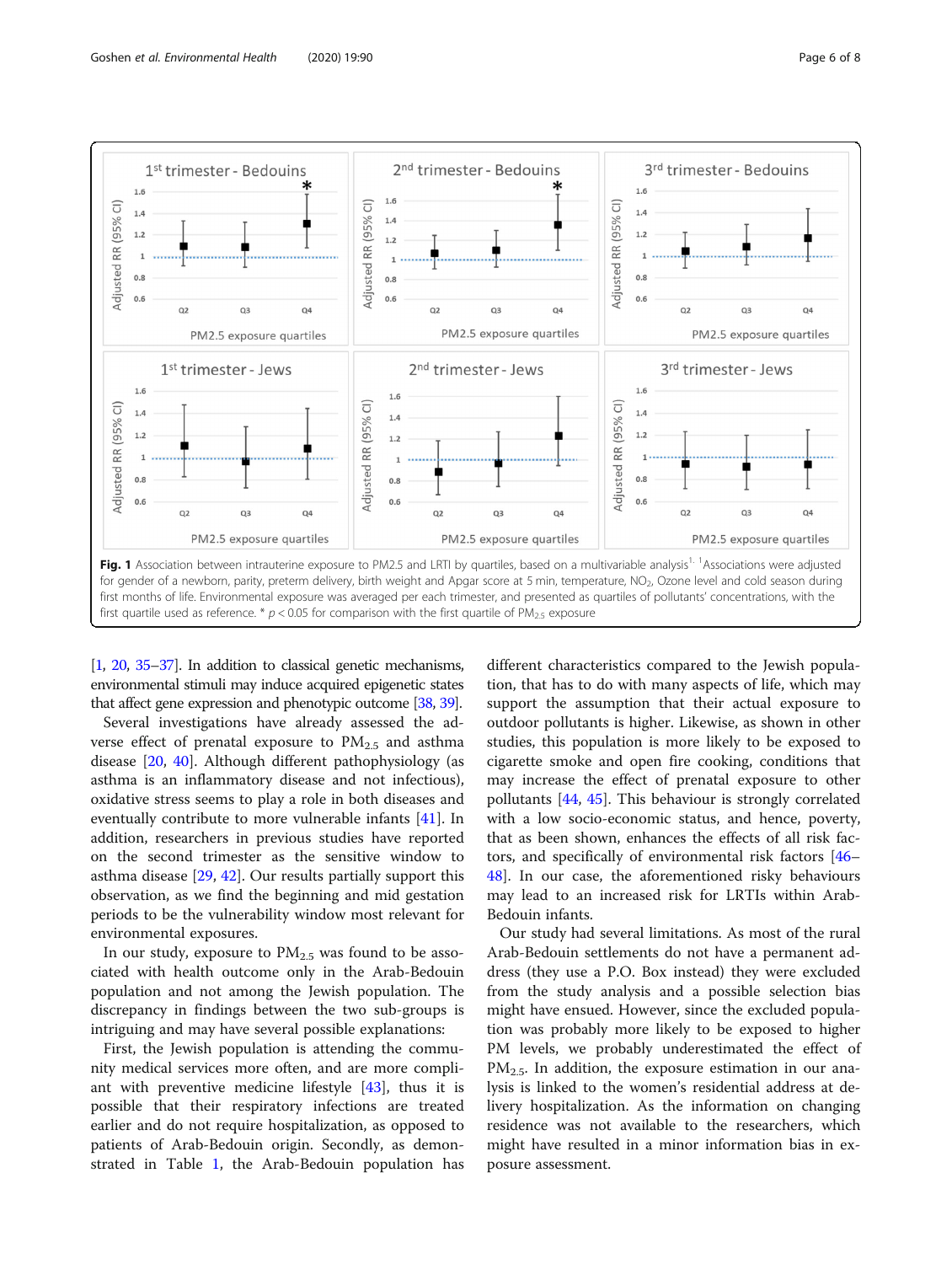**Fig. 1** Association between intrauterine exposure to PM2.5 and LRTI by quartiles, based on a multivariable analysis[1]. [1]Associations were adjusted for gender of a newborn, parity, preterm delivery, birth weight and Apgar score at 5 min, temperature, $NO_2$, Ozone level and cold season during first months of life. Environmental exposure was averaged per each trimester, and presented as quartiles of pollutants' concentrations, with the first quartile used as reference. * $p < 0.05$ for comparison with the first quartile of $PM_{2.5}$ exposure

[1, 20, 35–37]. In addition to classical genetic mechanisms, environmental stimuli may induce acquired epigenetic states that affect gene expression and phenotypic outcome [38, 39].

Several investigations have already assessed the adverse effect of prenatal exposure to $PM_{2.5}$ and asthma disease [20, 40]. Although different pathophysiology (as asthma is an inflammatory disease and not infectious), oxidative stress seems to play a role in both diseases and eventually contribute to more vulnerable infants [41]. In addition, researchers in previous studies have reported on the second trimester as the sensitive window to asthma disease [29, 42]. Our results partially support this observation, as we find the beginning and mid gestation periods to be the vulnerability window most relevant for environmental exposures.

In our study, exposure to $PM_{2.5}$ was found to be associated with health outcome only in the Arab-Bedouin population and not among the Jewish population. The discrepancy in findings between the two sub-groups is intriguing and may have several possible explanations:

First, the Jewish population is attending the community medical services more often, and are more compliant with preventive medicine lifestyle [43], thus it is possible that their respiratory infections are treated earlier and do not require hospitalization, as opposed to patients of Arab-Bedouin origin. Secondly, as demonstrated in Table 1, the Arab-Bedouin population has different characteristics compared to the Jewish population, that has to do with many aspects of life, which may support the assumption that their actual exposure to outdoor pollutants is higher. Likewise, as shown in other studies, this population is more likely to be exposed to cigarette smoke and open fire cooking, conditions that may increase the effect of prenatal exposure to other pollutants [44, 45]. This behaviour is strongly correlated with a low socio-economic status, and hence, poverty, that as been shown, enhances the effects of all risk factors, and specifically of environmental risk factors [46–48]. In our case, the aforementioned risky behaviours may lead to an increased risk for LRTIs within Arab-Bedouin infants.

Our study had several limitations. As most of the rural Arab-Bedouin settlements do not have a permanent address (they use a P.O. Box instead) they were excluded from the study analysis and a possible selection bias might have ensued. However, since the excluded population was probably more likely to be exposed to higher PM levels, we probably underestimated the effect of $PM_{2.5}$. In addition, the exposure estimation in our analysis is linked to the women's residential address at delivery hospitalization. As the information on changing residence was not available to the researchers, which might have resulted in a minor information bias in exposure assessment.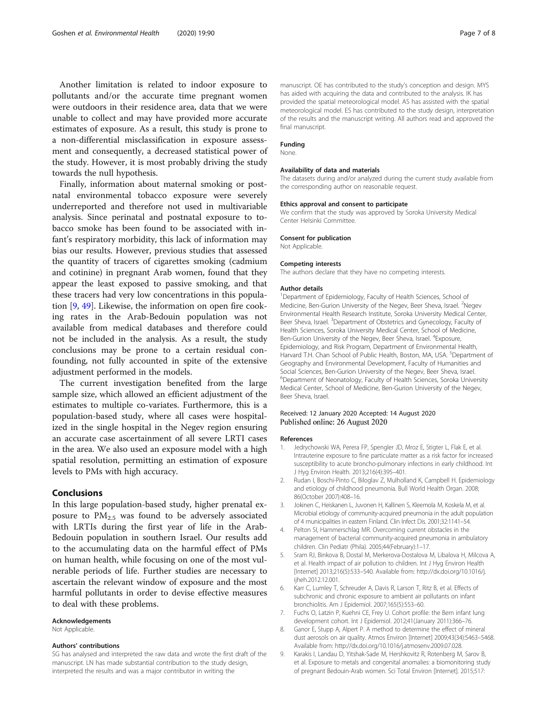Another limitation is related to indoor exposure to pollutants and/or the accurate time pregnant women were outdoors in their residence area, data that we were unable to collect and may have provided more accurate estimates of exposure. As a result, this study is prone to a non-differential misclassification in exposure assessment and consequently, a decreased statistical power of the study. However, it is most probably driving the study towards the null hypothesis.

Finally, information about maternal smoking or postnatal environmental tobacco exposure were severely underreported and therefore not used in multivariable analysis. Since perinatal and postnatal exposure to tobacco smoke has been found to be associated with infant's respiratory morbidity, this lack of information may bias our results. However, previous studies that assessed the quantity of tracers of cigarettes smoking (cadmium and cotinine) in pregnant Arab women, found that they appear the least exposed to passive smoking, and that these tracers had very low concentrations in this population [9, 49]. Likewise, the information on open fire cooking rates in the Arab-Bedouin population was not available from medical databases and therefore could not be included in the analysis. As a result, the study conclusions may be prone to a certain residual confounding, not fully accounted in spite of the extensive adjustment performed in the models.

The current investigation benefited from the large sample size, which allowed an efficient adjustment of the estimates to multiple co-variates. Furthermore, this is a population-based study, where all cases were hospitalized in the single hospital in the Negev region ensuring an accurate case ascertainment of all severe LRTI cases in the area. We also used an exposure model with a high spatial resolution, permitting an estimation of exposure levels to PMs with high accuracy.

## Conclusions

In this large population-based study, higher prenatal exposure to $PM_{2.5}$ was found to be adversely associated with LRTIs during the first year of life in the Arab-Bedouin population in southern Israel. Our results add to the accumulating data on the harmful effect of PMs on human health, while focusing on one of the most vulnerable periods of life. Further studies are necessary to ascertain the relevant window of exposure and the most harmful pollutants in order to devise effective measures to deal with these problems.

#### Acknowledgements

Not Applicable.

#### Authors' contributions

SG has analysed and interpreted the raw data and wrote the first draft of the manuscript. LN has made substantial contribution to the study design, interpreted the results and was a major contributor in writing the manuscript. OE has contributed to the study's conception and design. MYS has aided with acquiring the data and contributed to the analysis. IK has provided the spatial meteorological model. AS has assisted with the spatial meteorological model. ES has contributed to the study design, interpretation of the results and the manuscript writing. All authors read and approved the final manuscript.

#### Funding

None.

#### Availability of data and materials

The datasets during and/or analyzed during the current study available from the corresponding author on reasonable request.

#### Ethics approval and consent to participate

We confirm that the study was approved by Soroka University Medical Center Helsinki Committee.

#### Consent for publication

Not Applicable.

#### Competing interests

The authors declare that they have no competing interests.

#### Author details

[1]Department of Epidemiology, Faculty of Health Sciences, School of Medicine, Ben-Gurion University of the Negev, Beer Sheva, Israel. [2]Negev Environmental Health Research Institute, Soroka University Medical Center, Beer Sheva, Israel. [3]Department of Obstetrics and Gynecology, Faculty of Health Sciences, Soroka University Medical Center, School of Medicine, Ben-Gurion University of the Negev, Beer Sheva, Israel. [4]Exposure, Epidemiology, and Risk Program, Department of Environmental Health, Harvard T.H. Chan School of Public Health, Boston, MA, USA. [5]Department of Geography and Environmental Development, Faculty of Humanities and Social Sciences, Ben-Gurion University of the Negev, Beer Sheva, Israel. [6]Department of Neonatology, Faculty of Health Sciences, Soroka University Medical Center, School of Medicine, Ben-Gurion University of the Negev, Beer Sheva, Israel.

Received: 12 January 2020 Accepted: 14 August 2020
Published online: 26 August 2020

#### References

1. Jedrychowski WA, Perera FP, Spengler JD, Mroz E, Stigter L, Flak E, et al. Intrauterine exposure to fine particulate matter as a risk factor for increased susceptibility to acute broncho-pulmonary infections in early childhood. Int J Hyg Environ Health. 2013;216(4):395–401.
2. Rudan I, Boschi-Pinto C, Biloglav Z, Mulholland K, Campbell H. Epidemiology and etiology of childhood pneumonia. Bull World Health Organ. 2008; 86(October 2007):408–16.
3. Jokinen C, Heiskanen L, Juvonen H, Kallinen S, Kleemola M, Koskela M, et al. Microbial etiology of community-acquired pneumonia in the adult population of 4 municipalities in eastern Finland. Clin Infect Dis. 2001;32:1141–54.
4. Pelton SI, Hammerschlag MR. Overcoming current obstacles in the management of bacterial community-acquired pneumonia in ambulatory children. Clin Pediatr (Phila). 2005;44(February):1–17.
5. Sram RJ, Binkova B, Dostal M, Merkerova-Dostalova M, Libalova H, Milcova A, et al. Health impact of air pollution to children. Int J Hyg Environ Health [Internet] 2013;216(5):533–540. Available from: http://dx.doi.org/10.1016/j.ijheh.2012.12.001.
6. Karr C, Lumley T, Schreuder A, Davis R, Larson T, Ritz B, et al. Effects of subchronic and chronic exposure to ambient air pollutants on infant bronchiolitis. Am J Epidemiol. 2007;165(5):553–60.
7. Fuchs O, Latzin P, Kuehni CE, Frey U. Cohort profile: the Bern infant lung development cohort. Int J Epidemiol. 2012;41(January 2011):366–76.
8. Ganor E, Stupp A, Alpert P. A method to determine the effect of mineral dust aerosols on air quality. Atmos Environ [Internet] 2009;43(34):5463–5468. Available from: http://dx.doi.org/10.1016/j.atmosenv.2009.07.028.
9. Karakis I, Landau D, Yitshak-Sade M, Hershkovitz R, Rotenberg M, Sarov B, et al. Exposure to metals and congenital anomalies: a biomonitoring study of pregnant Bedouin-Arab women. Sci Total Environ [Internet]. 2015;517: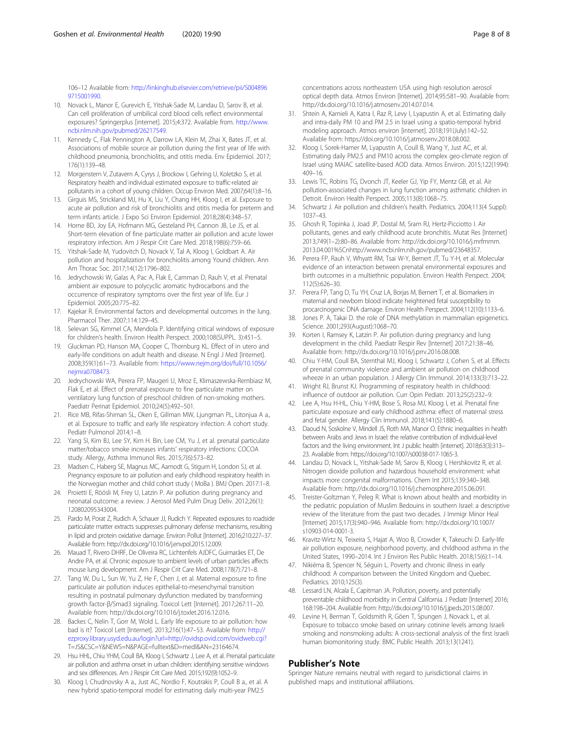106–12 Available from: http://linkinghub.elsevier.com/retrieve/pii/S0048969715001990.

10. Novack L, Manor E, Gurevich E, Yitshak-Sade M, Landau D, Sarov B, et al. Can cell proliferation of umbilical cord blood cells reflect environmental exposures? Springerplus [internet]. 2015;4:372. Available from. http://www.ncbi.nlm.nih.gov/pubmed/26217549.
11. Kennedy C, Flak Pennington A, Darrow LA, Klein M, Zhai X, Bates JT, et al. Associations of mobile source air pollution during the first year of life with childhood pneumonia, bronchiolitis, and otitis media. Env Epidemiol. 2017; 176(1):139–48.
12. Morgenstern V, Zutavern A, Cyrys J, Brockow I, Gehring U, Koletzko S, et al. Respiratory health and individual estimated exposure to traffic-related air pollutants in a cohort of young children. Occup Environ Med. 2007;64(1):8–16.
13. Girguis MS, Strickland MJ, Hu X, Liu Y, Chang HH, Kloog I, et al. Exposure to acute air pollution and risk of bronchiolitis and otitis media for preterm and term infants article. J Expo Sci Environ Epidemiol. 2018;28(4):348–57.
14. Horne BD, Joy EA, Hofmann MG, Gesteland PH, Cannon JB, Le JS, et al. Short-term elevation of fine particulate matter air pollution and acute lower respiratory infection. Am J Respir Crit Care Med. 2018;198(6):759–66.
15. Yitshak-Sade M, Yudovitch D, Novack V, Tal A, Kloog I, Goldbart A. Air pollution and hospitalization for bronchiolitis among Yound children. Ann Am Thorac Soc. 2017;14(12):1796–802.
16. Jedrychowski W, Galas A, Pac A, Flak E, Camman D, Rauh V, et al. Prenatal ambient air exposure to polycyclic aromatic hydrocarbons and the occurrence of respiratory symptoms over the first year of life. Eur J Epidemiol. 2005;20:775–82.
17. Kajekar R. Environmental factors and developmental outcomes in the lung. Pharmacol Ther. 2007;114:129–45.
18. Selevan SG, Kimmel CA, Mendola P. Identifying critical windows of exposure for children's health. Environ Health Perspect. 2000;108(SUPPL. 3):451–5.
19. Gluckman PD, Hanson MA, Cooper C, Thornburg KL. Effect of in utero and early-life conditions on adult health and disease. N Engl J Med [Internet]. 2008;359(1):61–73. Available from: https://www.nejm.org/doi/full/10.1056/nejmra0708473.
20. Jedrychowski WA, Perera FP, Maugeri U, Mroz E, Klimaszewska-Rembiasz M, Flak E, et al. Effect of prenatal exposure to fine particulate matter on ventilatory lung function of preschool children of non-smoking mothers. Paediatr Perinat Epidemiol. 2010;24(5):492–501.
21. Rice MB, Rifas-Shiman SL, Oken E, Gillman MW, Ljungman PL, Litonjua A a., et al. Exposure to traffic and early life respiratory infection: A cohort study. Pediatr Pulmonol 2014;1–8.
22. Yang SI, Kim BJ, Lee SY, Kim H. Bin, Lee CM, Yu J, et al. prenatal particulate matter/tobacco smoke increases infants' respiratory infections: COCOA study. Allergy, Asthma Immunol Res. 2015;7(6):573–82.
23. Madsen C, Haberg SE, Magnus MC, Aamodt G, Stigum H, London SJ, et al. Pregnancy exposure to air pollution and early childhood respiratory health in the Norwegian mother and child cohort study ( MoBa ). BMJ Open. 2017:1–8.
24. Proietti E, Röösli M, Frey U, Latzin P. Air pollution during pregnancy and neonatal outcome: a review. J Aerosol Med Pulm Drug Deliv. 2012;26(1): 120802095343004.
25. Pardo M, Porat Z, Rudich A, Schauer JJ, Rudich Y. Repeated exposures to roadside particulate matter extracts suppresses pulmonary defense mechanisms, resulting in lipid and protein oxidative damage. Environ Pollut [Internet]. 2016;210:227–37. Available from: http://dx.doi.org/10.1016/j.envpol.2015.12.009.
26. Mauad T, Rivero DHRF, De Oliveira RC, Lichtenfels AJDFC, Guimarães ET, De Andre PA, et al. Chronic exposure to ambient levels of urban particles affects mouse lung development. Am J Respir Crit Care Med. 2008;178(7):721–8.
27. Tang W, Du L, Sun W, Yu Z, He F, Chen J, et al. Maternal exposure to fine particulate air pollution induces epithelial-to-mesenchymal transition resulting in postnatal pulmonary dysfunction mediated by transforming growth factor-β/Smad3 signaling. Toxicol Lett [Internet]. 2017;267:11–20. Available from: http://dx.doi.org/10.1016/j.toxlet.2016.12.016.
28. Backes C, Nelin T, Gorr M, Wold L. Early life exposure to air pollution: how bad is it? Toxicol Lett [Internet]. 2013;216(1):47–53. Available from: http://ezproxy.library.usyd.edu.au/login?url=http://ovidsp.ovid.com/ovidweb.cgi?T=JS&CSC=Y&NEWS=N&PAGE=fulltext&D=medl&AN=23164674.
29. Hsu HHL, Chiu YHM, Coull BA, Kloog I, Schwartz J, Lee A, et al. Prenatal particulate air pollution and asthma onset in urban children: identifying sensitive windows and sex differences. Am J Respir Crit Care Med. 2015;192(9):1052–9.
30. Kloog I, Chudnovsky A a., Just AC, Nordio F, Koutrakis P, Coull B a., et al. A new hybrid spatio-temporal model for estimating daily multi-year PM2.5 concentrations across northeastern USA using high resolution aerosol optical depth data. Atmos Environ [Internet]. 2014;95:581–90. Available from: http://dx.doi.org/10.1016/j.atmosenv.2014.07.014.
31. Shtein A, Karnieli A, Katra I, Raz R, Levy I, Lyapustin A, et al. Estimating daily and intra-daily PM 10 and PM 2.5 in Israel using a spatio-temporal hybrid modeling approach. Atmos environ [internet]. 2018;191(July):142–52. Available from: https://doi.org/10.1016/j.atmosenv.2018.08.002.
32. Kloog I, Sorek-Hamer M, Lyapustin A, Coull B, Wang Y, Just AC, et al. Estimating daily PM2.5 and PM10 across the complex geo-climate region of Israel using MAIAC satellite-based AOD data. Atmos Environ. 2015;122(1994): 409–16.
33. Lewis TC, Robins TG, Dvonch JT, Keeler GJ, Yip FY, Mentz GB, et al. Air pollution-associated changes in lung function among asthmatic children in Detroit. Environ Health Perspect. 2005;113(8):1068–75.
34. Schwartz J. Air pollution and children's health. Pediatrics. 2004;113(4 Suppl): 1037–43.
35. Ghosh R, Topinka J, Joad JP, Dostal M, Sram RJ, Hertz-Picciotto I. Air pollutants, genes and early childhood acute bronchitis. Mutat Res [Internet] 2013;749(1–2):80–86. Available from: http://dx.doi.org/10.1016/j.mrfmmm.2013.04.001%5Cnhttp://www.ncbi.nlm.nih.gov/pubmed/23648357.
36. Perera FP, Rauh V, Whyatt RM, Tsai W-Y, Bernert JT, Tu Y-H, et al. Molecular evidence of an interaction between prenatal environmental exposures and birth outcomes in a multiethnic population. Environ Health Perspect. 2004; 112(5):626–30.
37. Perera FP, Tang D, Tu YH, Cruz LA, Borjas M, Bernert T, et al. Biomarkers in maternal and newborn blood indicate heightened fetal susceptibility to procarcinogenic DNA damage. Environ Health Perspect. 2004;112(10):1133–6.
38. Jones P. A, Takai D. the role of DNA methylation in mammalian epigenetics. Science. 2001;293(August):1068–70.
39. Korten I, Ramsey K, Latzin P. Air pollution during pregnancy and lung development in the child. Paediatr Respir Rev [Internet] 2017;21:38–46. Available from: http://dx.doi.org/10.1016/j.prrv.2016.08.008.
40. Chiu Y-HM, Coull BA, Sternthal MJ, Kloog I, Schwartz J, Cohen S, et al. Effects of prenatal community violence and ambient air pollution on childhood wheeze in an urban population. J Allergy Clin Immunol. 2014;133(3):713–22.
41. Wright RJ, Brunst KJ. Programming of respiratory health in childhood: influence of outdoor air pollution. Curr Opin Pediatr. 2013;25(2):232–9.
42. Lee A, Hsu H-HL, Chiu Y-HM, Bose S, Rosa MJ, Kloog I, et al. Prenatal fine particulate exposure and early childhood asthma: effect of maternal stress and fetal gender. Allergy Clin Immunol. 2018;141(5):1880–6.
43. Daoud N, Soskolne V, Mindell JS, Roth MA, Manor O. Ethnic inequalities in health between Arabs and Jews in Israel: the relative contribution of individual-level factors and the living environment. Int J public health [internet]. 2018;63(3):313–23. Available from: https://doi.org/10.1007/s00038-017-1065-3.
44. Landau D, Novack L, Yitshak-Sade M, Sarov B, Kloog I, Hershkovitz R, et al. Nitrogen dioxide pollution and hazardous household environment: what impacts more congenital malformations. Chem Int 2015;139:340–348. Available from: http://dx.doi.org/10.1016/j.chemosphere.2015.06.091.
45. Treister-Goltzman Y, Peleg R. What is known about health and morbidity in the pediatric population of Muslim Bedouins in southern Israel: a descriptive review of the literature from the past two decades. J Immigr Minor Heal [Internet] 2015;17(3):940–946. Available from: http://dx.doi.org/10.1007/s10903-014-0001-3.
46. Kravitz-Wirtz N, Teixeira S, Hajat A, Woo B, Crowder K, Takeuchi D. Early-life air pollution exposure, neighborhood poverty, and childhood asthma in the United States, 1990–2014. Int J Environ Res Public Health. 2018;15(6):1–14.
47. Nikiéma B, Spencer N, Séguin L. Poverty and chronic illness in early childhood: A comparison between the United Kingdom and Quebec. Pediatrics. 2010;125(3).
48. Lessard LN, Alcala E, Capitman JA. Pollution, poverty, and potentially preventable childhood morbidity in Central California. J Pediatr [Internet] 2016; 168:198–204. Available from: http://dx.doi.org/10.1016/j.jpeds.2015.08.007.
49. Levine H, Berman T, Goldsmith R, Göen T, Spungen J, Novack L, et al. Exposure to tobacco smoke based on urinary cotinine levels among Israeli smoking and nonsmoking adults: A cross-sectional analysis of the first Israeli human biomonitoring study. BMC Public Health. 2013;13(1241).

## Publisher's Note

Springer Nature remains neutral with regard to jurisdictional claims in published maps and institutional affiliations.